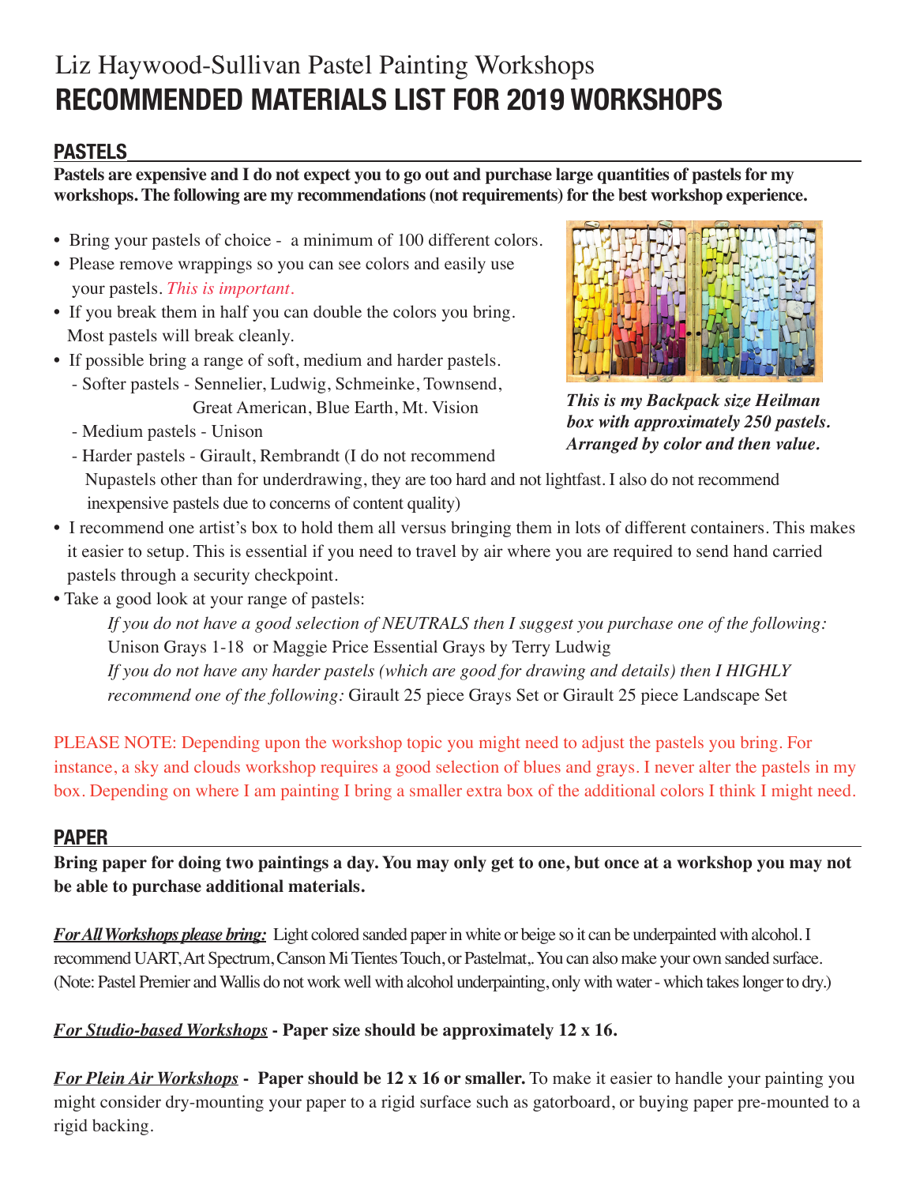# Liz Haywood-Sullivan Pastel Painting Workshops
# RECOMMENDED MATERIALS LIST FOR 2019 WORKSHOPS

## PASTELS

**Pastels are expensive and I do not expect you to go out and purchase large quantities of pastels for my workshops. The following are my recommendations (not requirements) for the best workshop experience.**

- Bring your pastels of choice - a minimum of 100 different colors.
- Please remove wrappings so you can see colors and easily use your pastels. *This is important.*
- If you break them in half you can double the colors you bring. Most pastels will break cleanly.
- If possible bring a range of soft, medium and harder pastels.
  - Softer pastels - Sennelier, Ludwig, Schmeinke, Townsend, Great American, Blue Earth, Mt. Vision
  - Medium pastels - Unison
  - Harder pastels - Girault, Rembrandt (I do not recommend Nupastels other than for underdrawing, they are too hard and not lightfast. I also do not recommend inexpensive pastels due to concerns of content quality)

***This is my Backpack size Heilman box with approximately 250 pastels. Arranged by color and then value.***

- I recommend one artist's box to hold them all versus bringing them in lots of different containers. This makes it easier to setup. This is essential if you need to travel by air where you are required to send hand carried pastels through a security checkpoint.
- Take a good look at your range of pastels:

  *If you do not have a good selection of NEUTRALS then I suggest you purchase one of the following:* Unison Grays 1-18 or Maggie Price Essential Grays by Terry Ludwig

  *If you do not have any harder pastels (which are good for drawing and details) then I HIGHLY recommend one of the following:* Girault 25 piece Grays Set or Girault 25 piece Landscape Set

PLEASE NOTE: Depending upon the workshop topic you might need to adjust the pastels you bring. For instance, a sky and clouds workshop requires a good selection of blues and grays. I never alter the pastels in my box. Depending on where I am painting I bring a smaller extra box of the additional colors I think I might need.

## PAPER

**Bring paper for doing two paintings a day. You may only get to one, but once at a workshop you may not be able to purchase additional materials.**

***For All Workshops please bring:*** Light colored sanded paper in white or beige so it can be underpainted with alcohol. I recommend UART, Art Spectrum, Canson Mi Tientes Touch, or Pastelmat,. You can also make your own sanded surface. (Note: Pastel Premier and Wallis do not work well with alcohol underpainting, only with water - which takes longer to dry.)

***For Studio-based Workshops*** **- Paper size should be approximately 12 x 16.**

***For Plein Air Workshops*** **- Paper should be 12 x 16 or smaller.** To make it easier to handle your painting you might consider dry-mounting your paper to a rigid surface such as gatorboard, or buying paper pre-mounted to a rigid backing.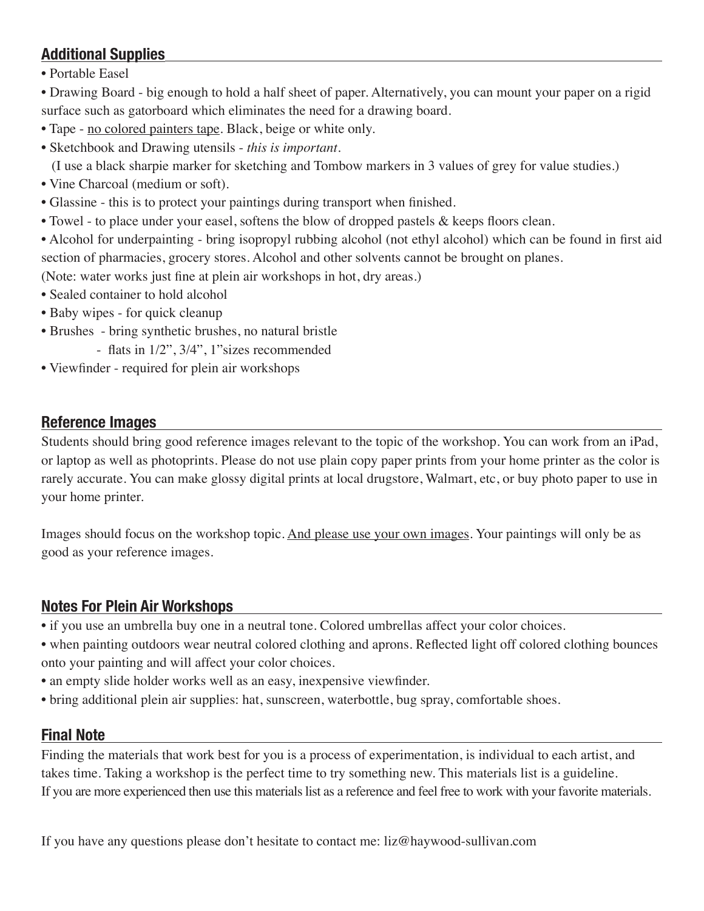## Additional Supplies

- Portable Easel
- Drawing Board - big enough to hold a half sheet of paper. Alternatively, you can mount your paper on a rigid surface such as gatorboard which eliminates the need for a drawing board.
- Tape - <u>no colored painters tape</u>. Black, beige or white only.
- Sketchbook and Drawing utensils - *this is important*.
  (I use a black sharpie marker for sketching and Tombow markers in 3 values of grey for value studies.)
- Vine Charcoal (medium or soft).
- Glassine - this is to protect your paintings during transport when finished.
- Towel - to place under your easel, softens the blow of dropped pastels & keeps floors clean.
- Alcohol for underpainting - bring isopropyl rubbing alcohol (not ethyl alcohol) which can be found in first aid section of pharmacies, grocery stores. Alcohol and other solvents cannot be brought on planes.
  (Note: water works just fine at plein air workshops in hot, dry areas.)
- Sealed container to hold alcohol
- Baby wipes - for quick cleanup
- Brushes - bring synthetic brushes, no natural bristle
  - flats in 1/2", 3/4", 1"sizes recommended
- Viewfinder - required for plein air workshops

## Reference Images

Students should bring good reference images relevant to the topic of the workshop. You can work from an iPad, or laptop as well as photoprints. Please do not use plain copy paper prints from your home printer as the color is rarely accurate. You can make glossy digital prints at local drugstore, Walmart, etc, or buy photo paper to use in your home printer.

Images should focus on the workshop topic. <u>And please use your own images</u>. Your paintings will only be as good as your reference images.

## Notes For Plein Air Workshops

- if you use an umbrella buy one in a neutral tone. Colored umbrellas affect your color choices.
- when painting outdoors wear neutral colored clothing and aprons. Reflected light off colored clothing bounces onto your painting and will affect your color choices.
- an empty slide holder works well as an easy, inexpensive viewfinder.
- bring additional plein air supplies: hat, sunscreen, waterbottle, bug spray, comfortable shoes.

## Final Note

Finding the materials that work best for you is a process of experimentation, is individual to each artist, and takes time. Taking a workshop is the perfect time to try something new. This materials list is a guideline. If you are more experienced then use this materials list as a reference and feel free to work with your favorite materials.

If you have any questions please don't hesitate to contact me: liz@haywood-sullivan.com